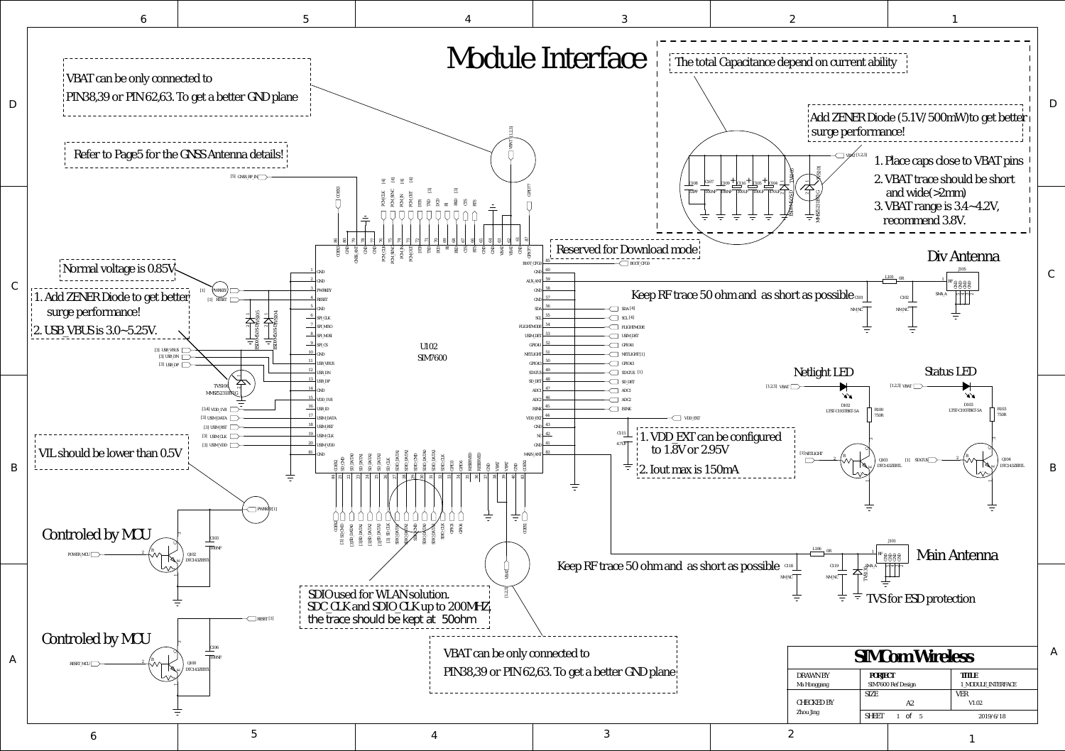# Module Interface

VBAT can be only connected to PIN38,39 or PIN 62,63. To get a better GND plane

Refer to Page5 for the GNSS Antenna details!

The total Capacitance depend on current ability

Add ZENER Diode (5.1V/500mW)to get better surge performance!

1. Place caps close to VBAT pins
2. VBAT trace should be short and wide(>2mm)
3. VBAT range is 3.4~4.2V, recommend 3.8V.

Reserved for Download mode

Div Antenna

Normal voltage is 0.85V

1. Add ZENER Diode to get better surge performance!
2. USB_VBUS is 3.0~5.25V.

Keep RF trace 50 ohm and as short as possible

U102
SIM7600

Netlight LED

Status LED

1. VDD_EXT can be configured to 1.8V or 2.95V
2. Iout max is 150mA

VIL should be lower than 0.5V

Controled by MCU

Main Antenna

Keep RF trace 50 ohm and as short as possible

TVS for ESD protection

SDIO used for WLAN solution.
SDC_CLK and SDIO_CLK up to 200MHZ, the trace should be kept at 50ohm

Controled by MCU

VBAT can be only connected to PIN38,39 or PIN 62,63. To get a better GND plane

| SIMCom Wireless | | |
|---|---|---|
| DRAWN BY: Ma Honggang | PORJECT: SIM7600 Ref Design | TITLE: 1_MODULE_INTERFACE |
| CHECKED BY: Zhou Jing | SIZE: A2 | VER: V1.02 |
| | SHEET 1 of 5 | 2019/6/18 |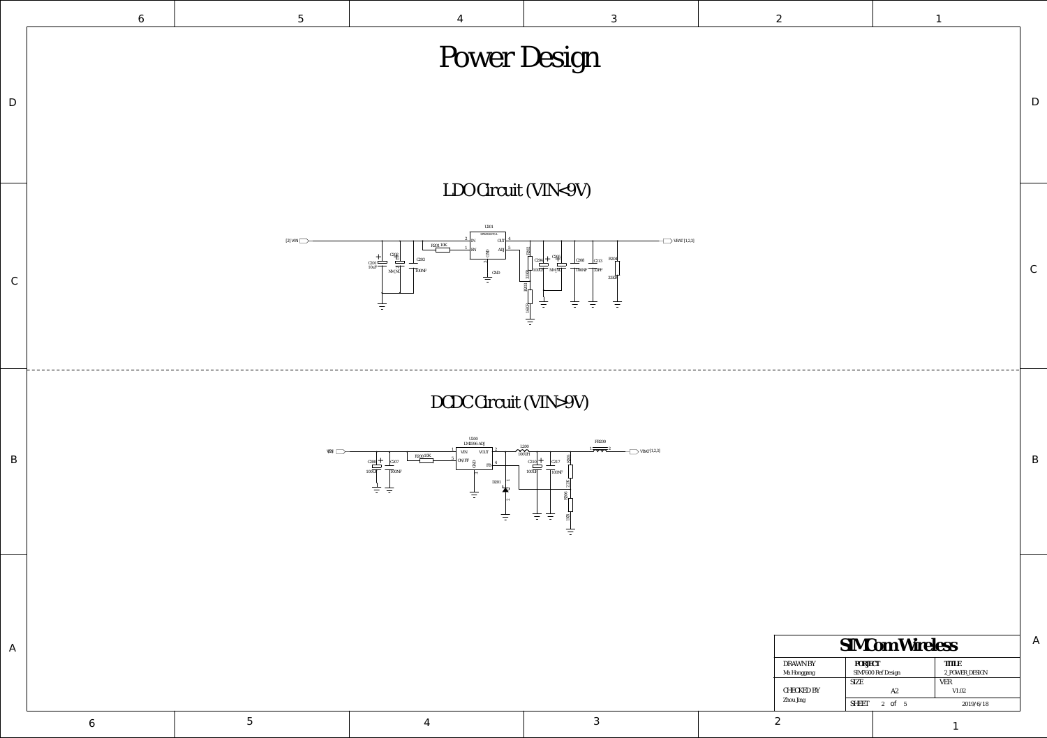# Power Design

## LDO Circuit (VIN<9V)

[2] VIN

U201

IN, EN, GND, OUT, ADJ

R201 10K

C201 10uF

C202 NM_NC

C203 100NF

R202

R203

C204 100UF

C205 NM_NC

C208 100NF

C213 33PF

R204 33K

VBAT [1,2,3]

## DCDC Circuit (VIN>9V)

VIN

U200 LM2596-ADJ

VIN, VOUT, ON/OFF, GND, FB

R200 10K

C206 100UF

C207 100NF

D201

L200 100UH

C216 100UF

C217 100NF

R205

R206

FB200

VBAT [1,2,3]

| SIMCom Wireless | | |
|---|---|---|
| DRAWN BY Ma Hongqiang | PORJECT SIM7600 Ref Design | TITLE 2_POWER_DESIGN |
| CHECKED BY Zhou Jing | SIZE A2 | VER V1.02 |
| | SHEET 2 of 5 | 2019/6/18 |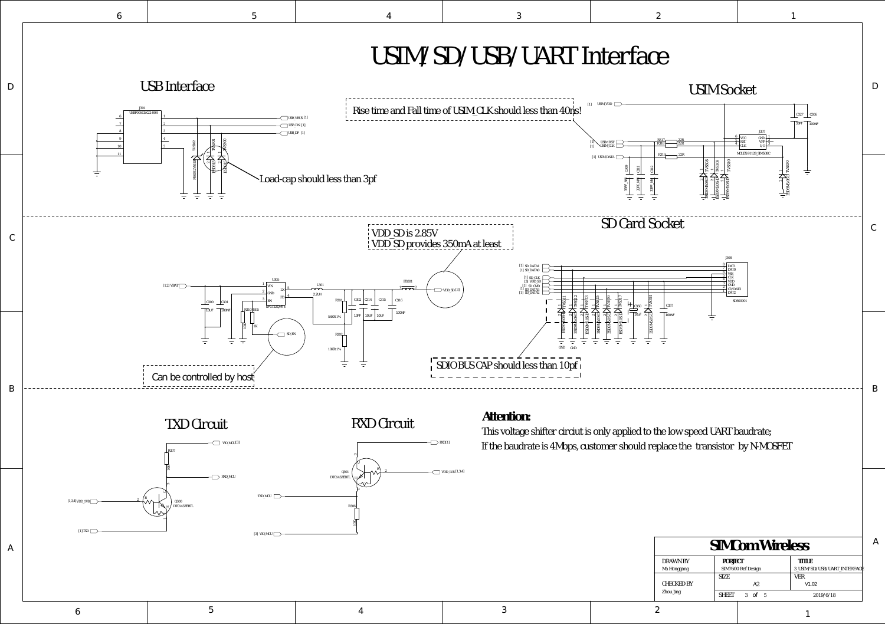# USIM/SD/USB/UART Interface

## USB Interface

J301 USBF005C5Z23-00R

USB_VBUS [1]
USB_DN [1]
USB_DP [1]

TVS302, TVS301, TVS300

Load-cap should less than 3pf

## USIM Socket

Rise time and Fall time of USIM_CLK should less than 40ns!

[1] USIM VDD
[1] USIM RST
[1] USIM CLK
[1] USIM DATA

R317 22R
R318 22R
R319 22R

C309 33PF_NM, C311 33PF_NM, C312 33PF_NM

TVS303, TVS309, TVS310, TVS330 ESD9M5.0ST5G

C327 33PF, C306 100NF

J307 MOLEX-91228-SIM508C

VCC, RST, CLK, GND, VPP, I/O

## SD Card Socket

VDD_SD is 2.85V
VDD_SD provides 350mA at least

[1,2] VBAT

U305 DP1722QMF5: VIN, GND, EN, LX, FB

L301 2.2UH

FB301

VDD SD [3]

C300 10uF, C301 100NF, R310 10K, R305 1K

SD EN

R301 56KR1%, R302 10KR1%

C302 10PF, C314 10UF, C315 10UF, C316 100NF

Can be controlled by host

[1] SD DATA1
[1] SD DATA0
[1] SD CLK
[3] VDD SD
[1] SD CMD
[1] SD DATA3
[1] SD DATA2

TVS331, TVS312, TVS313, TVS315, TVS316, TVS317, TVS334 ESD9M5.0ST5G

C350 10uF, C357 100NF

J308 SD500901: DAT1, DAT0, VSS, CLK, VDD, CMD, CD/DAT3, DAT2

SDIO BUS CAP should less than 10pf

## TXD Circuit

VIO_MCU [3]
R307 10K
RXD_MCU
[1,3,4] VDD_1V8
Q300 DTC343ZEBTL
[1] TXD

## RXD Circuit

RXD [1]
Q301 DTC343ZEBTL
VDD_1V8 [1,3,4]
TXD_MCU
R306 10K
[3] VIO_MCU

**Attention:**
This voltage shifter circiut is only applied to the low speed UART baudrate;
If the baudrate is 4Mbps, customer should replace the transistor by N-MOSFET

| SIMCom Wireless | | |
|---|---|---|
| DRAWN BY Ma Honggang | PORJECT SIM7600 Ref Design | TITLE 3_USIM/SD/USB/UART_INTERFACE |
| CHECKED BY Zhou Jing | SIZE A2 | VER V1.02 |
| | SHEET 3 of 5 | 2019/6/18 |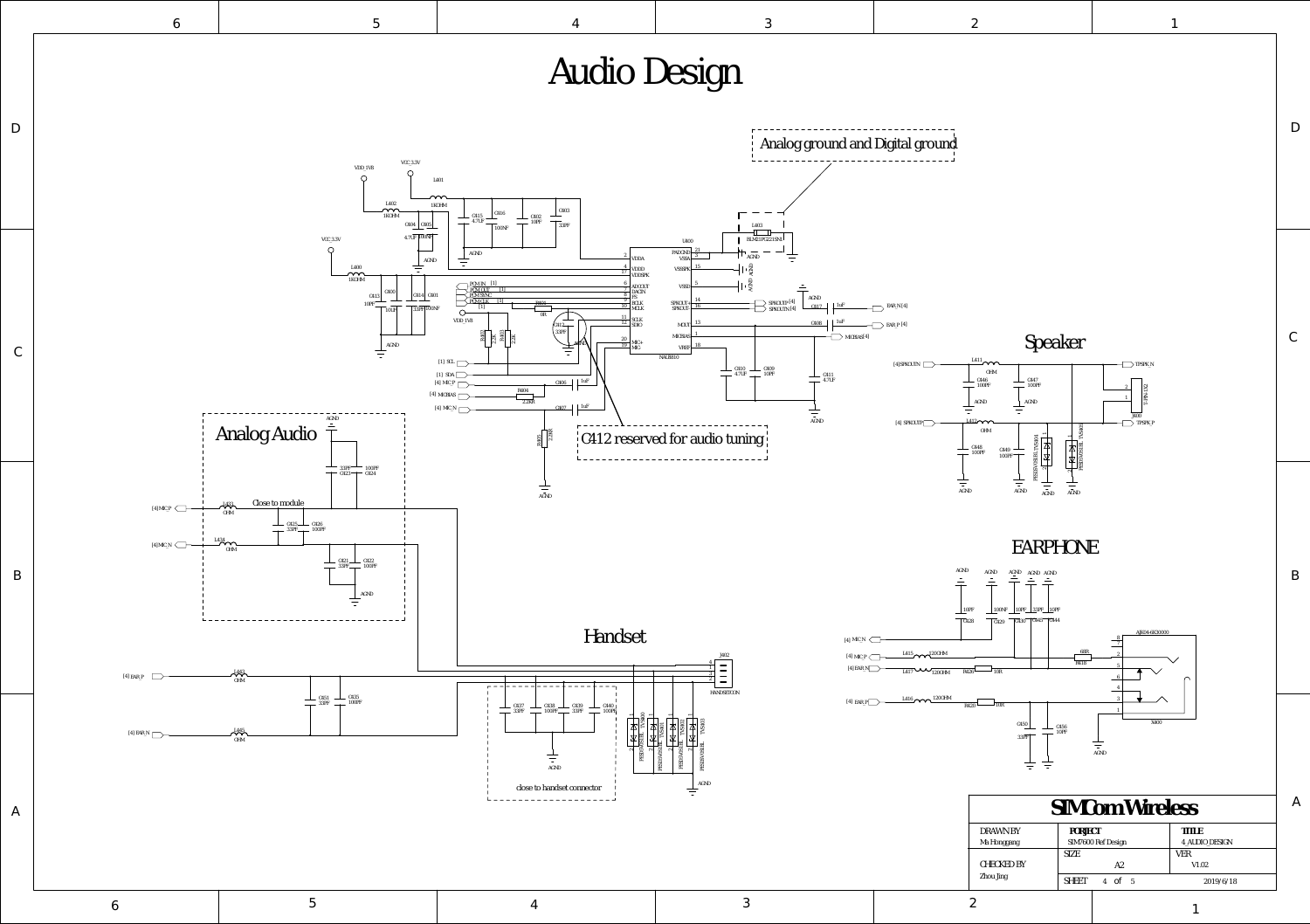# Audio Design

Analog ground and Digital ground

C412 reserved for audio tuning

## Analog Audio

Close to module

## Speaker

## EARPHONE

## Handset

close to handset connector

| SIMCom Wireless | | |
|---|---|---|
| DRAWN BY<br>Ma Honggang | PORJECT<br>SIM7600 Ref Design | TITLE<br>4 AUDIO DESIGN |
| CHECKED BY<br>Zhou Jing | SIZE<br>A2 | VER<br>V1.02 |
| | SHEET 4 of 5 | 2019/6/18 |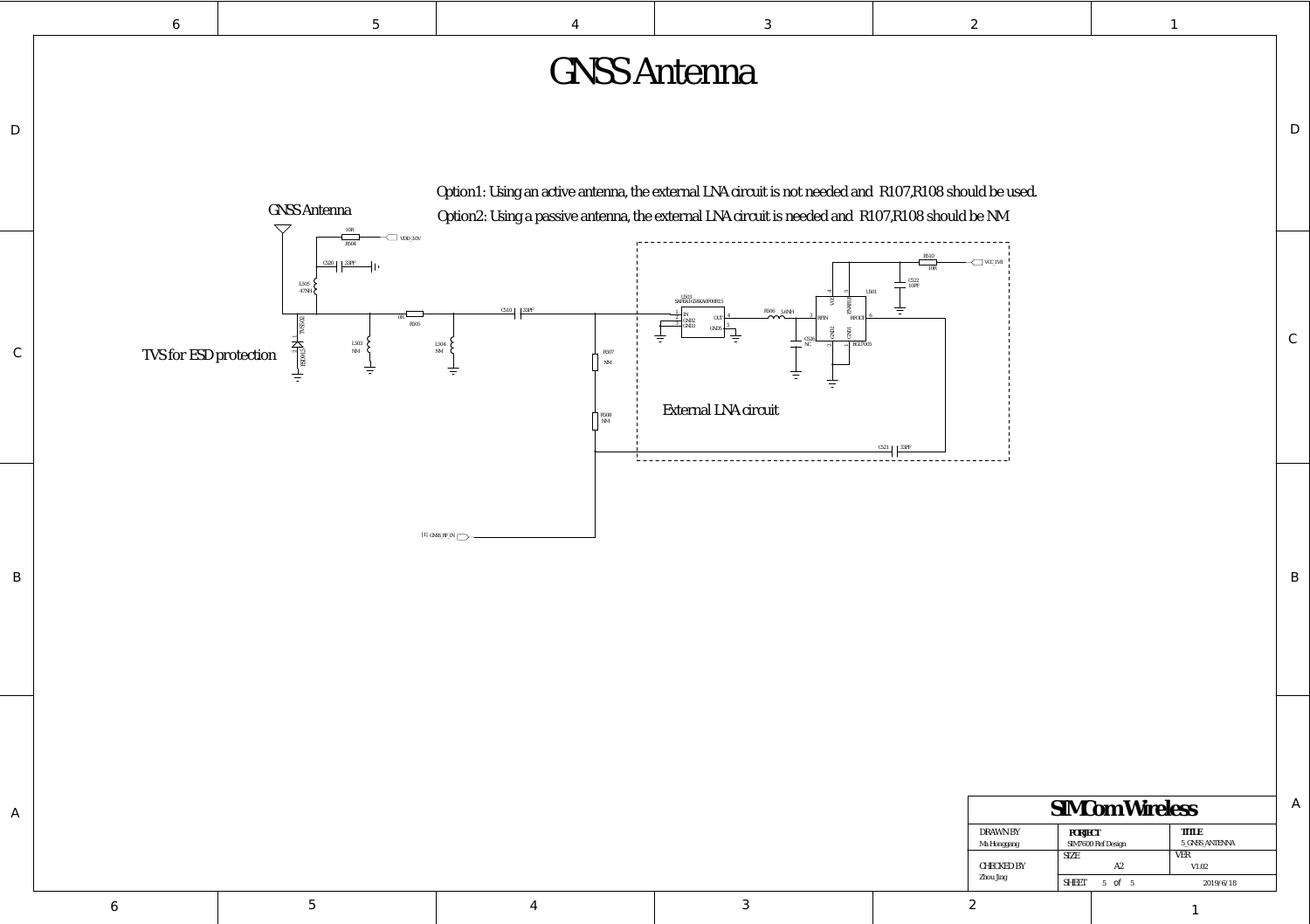# GNSS Antenna

Option1: Using an active antenna, the external LNA circuit is not needed and R107,R108 should be used.

Option2: Using a passive antenna, the external LNA circuit is needed and R107,R108 should be NM

GNSS Antenna

10R
R504
VDD_3.0V

C520 33PF

L505
47NH

TVS502
ESD0L5

TVS for ESD protection

0R
R505

L503
NM

L504
NM

C510 33PF

R507
NM

R508
NM

[1] GNSS_RF_IN

U503
SAFFA1G58KA0F00R15

IN
GND2
GND3
OUT
GND5

R506 5.6NH

C526
NC

U501
VCC
ENABLE
RFIN
RFOUT
GND2
GND1
BGU7005

R510
10R
VCC_1V8

C522
10PF

C521 33PF

External LNA circuit

| | | |
|---|---|---|
| SIMCom Wireless | | |
| DRAWN BY<br>Ma Honggang | PORJECT<br>SIM7600 Ref Design | TITLE<br>5_GNSS_ANTENNA |
| CHECKED BY<br>Zhou Jing | SIZE<br>A2 | VER<br>V1.02 |
| | SHEET 5 of 5 | 2019/6/18 |